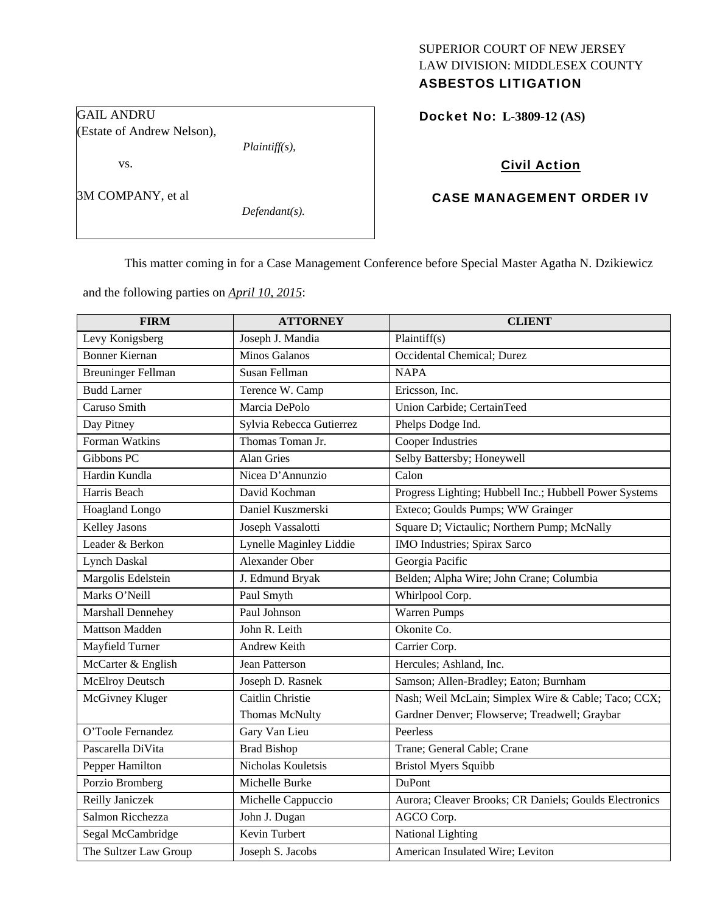SUPERIOR COURT OF NEW JERSEY
LAW DIVISION: MIDDLESEX COUNTY
**ASBESTOS LITIGATION**

GAIL ANDRU
(Estate of Andrew Nelson),
*Plaintiff(s),*

vs.

3M COMPANY, et al
*Defendant(s).*

**Docket No: L-3809-12 (AS)**

**Civil Action**

**CASE MANAGEMENT ORDER IV**

This matter coming in for a Case Management Conference before Special Master Agatha N. Dzikiewicz and the following parties on *April 10, 2015*:

| FIRM | ATTORNEY | CLIENT |
|---|---|---|
| Levy Konigsberg | Joseph J. Mandia | Plaintiff(s) |
| Bonner Kiernan | Minos Galanos | Occidental Chemical; Durez |
| Breuninger Fellman | Susan Fellman | NAPA |
| Budd Larner | Terence W. Camp | Ericsson, Inc. |
| Caruso Smith | Marcia DePolo | Union Carbide; CertainTeed |
| Day Pitney | Sylvia Rebecca Gutierrez | Phelps Dodge Ind. |
| Forman Watkins | Thomas Toman Jr. | Cooper Industries |
| Gibbons PC | Alan Gries | Selby Battersby; Honeywell |
| Hardin Kundla | Nicea D'Annunzio | Calon |
| Harris Beach | David Kochman | Progress Lighting; Hubbell Inc.; Hubbell Power Systems |
| Hoagland Longo | Daniel Kuszmerski | Exteco; Goulds Pumps; WW Grainger |
| Kelley Jasons | Joseph Vassalotti | Square D; Victaulic; Northern Pump; McNally |
| Leader & Berkon | Lynelle Maginley Liddie | IMO Industries; Spirax Sarco |
| Lynch Daskal | Alexander Ober | Georgia Pacific |
| Margolis Edelstein | J. Edmund Bryak | Belden; Alpha Wire; John Crane; Columbia |
| Marks O'Neill | Paul Smyth | Whirlpool Corp. |
| Marshall Dennehey | Paul Johnson | Warren Pumps |
| Mattson Madden | John R. Leith | Okonite Co. |
| Mayfield Turner | Andrew Keith | Carrier Corp. |
| McCarter & English | Jean Patterson | Hercules; Ashland, Inc. |
| McElroy Deutsch | Joseph D. Rasnek | Samson; Allen-Bradley; Eaton; Burnham |
| McGivney Kluger | Caitlin Christie<br>Thomas McNulty | Nash; Weil McLain; Simplex Wire & Cable; Taco; CCX; Gardner Denver; Flowserve; Treadwell; Graybar |
| O'Toole Fernandez | Gary Van Lieu | Peerless |
| Pascarella DiVita | Brad Bishop | Trane; General Cable; Crane |
| Pepper Hamilton | Nicholas Kouletsis | Bristol Myers Squibb |
| Porzio Bromberg | Michelle Burke | DuPont |
| Reilly Janiczek | Michelle Cappuccio | Aurora; Cleaver Brooks; CR Daniels; Goulds Electronics |
| Salmon Ricchezza | John J. Dugan | AGCO Corp. |
| Segal McCambridge | Kevin Turbert | National Lighting |
| The Sultzer Law Group | Joseph S. Jacobs | American Insulated Wire; Leviton |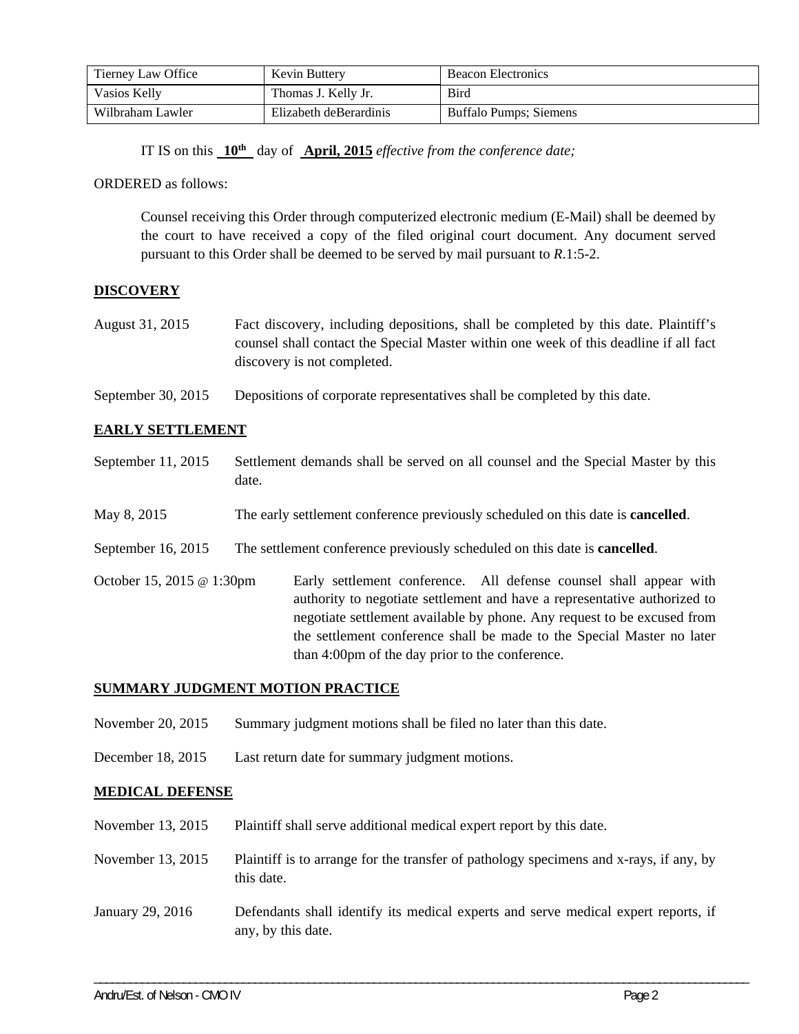| | | |
|---|---|---|
| Tierney Law Office | Kevin Buttery | Beacon Electronics |
| Vasios Kelly | Thomas J. Kelly Jr. | Bird |
| Wilbraham Lawler | Elizabeth deBerardinis | Buffalo Pumps; Siemens |

IT IS on this **10th** day of **April, 2015** *effective from the conference date;*

ORDERED as follows:

Counsel receiving this Order through computerized electronic medium (E-Mail) shall be deemed by the court to have received a copy of the filed original court document. Any document served pursuant to this Order shall be deemed to be served by mail pursuant to *R*.1:5-2.

**DISCOVERY**

August 31, 2015 — Fact discovery, including depositions, shall be completed by this date. Plaintiff's counsel shall contact the Special Master within one week of this deadline if all fact discovery is not completed.

September 30, 2015 — Depositions of corporate representatives shall be completed by this date.

**EARLY SETTLEMENT**

September 11, 2015 — Settlement demands shall be served on all counsel and the Special Master by this date.

May 8, 2015 — The early settlement conference previously scheduled on this date is **cancelled**.

September 16, 2015 — The settlement conference previously scheduled on this date is **cancelled**.

October 15, 2015 @ 1:30pm — Early settlement conference. All defense counsel shall appear with authority to negotiate settlement and have a representative authorized to negotiate settlement available by phone. Any request to be excused from the settlement conference shall be made to the Special Master no later than 4:00pm of the day prior to the conference.

**SUMMARY JUDGMENT MOTION PRACTICE**

November 20, 2015 — Summary judgment motions shall be filed no later than this date.

December 18, 2015 — Last return date for summary judgment motions.

**MEDICAL DEFENSE**

November 13, 2015 — Plaintiff shall serve additional medical expert report by this date.

November 13, 2015 — Plaintiff is to arrange for the transfer of pathology specimens and x-rays, if any, by this date.

January 29, 2016 — Defendants shall identify its medical experts and serve medical expert reports, if any, by this date.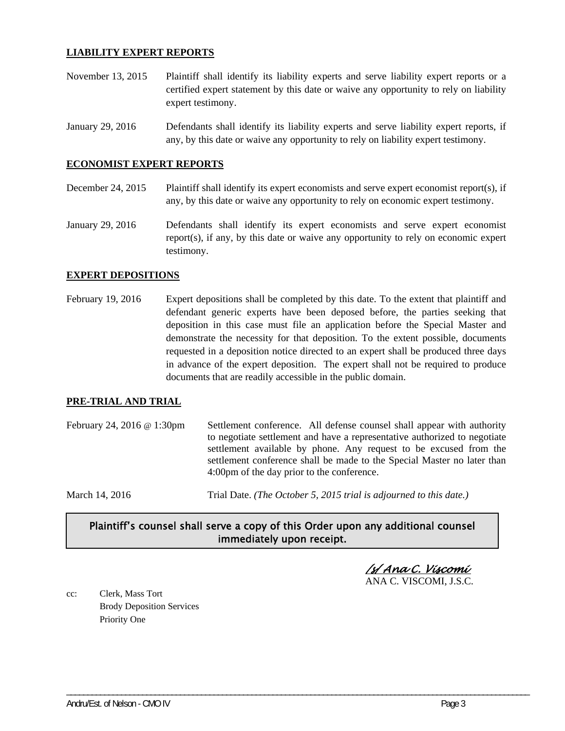**LIABILITY EXPERT REPORTS**

November 13, 2015 Plaintiff shall identify its liability experts and serve liability expert reports or a certified expert statement by this date or waive any opportunity to rely on liability expert testimony.

January 29, 2016 Defendants shall identify its liability experts and serve liability expert reports, if any, by this date or waive any opportunity to rely on liability expert testimony.

**ECONOMIST EXPERT REPORTS**

December 24, 2015 Plaintiff shall identify its expert economists and serve expert economist report(s), if any, by this date or waive any opportunity to rely on economic expert testimony.

January 29, 2016 Defendants shall identify its expert economists and serve expert economist report(s), if any, by this date or waive any opportunity to rely on economic expert testimony.

**EXPERT DEPOSITIONS**

February 19, 2016 Expert depositions shall be completed by this date. To the extent that plaintiff and defendant generic experts have been deposed before, the parties seeking that deposition in this case must file an application before the Special Master and demonstrate the necessity for that deposition. To the extent possible, documents requested in a deposition notice directed to an expert shall be produced three days in advance of the expert deposition. The expert shall not be required to produce documents that are readily accessible in the public domain.

**PRE-TRIAL AND TRIAL**

February 24, 2016 @ 1:30pm Settlement conference. All defense counsel shall appear with authority to negotiate settlement and have a representative authorized to negotiate settlement available by phone. Any request to be excused from the settlement conference shall be made to the Special Master no later than 4:00pm of the day prior to the conference.

March 14, 2016 Trial Date. *(The October 5, 2015 trial is adjourned to this date.)*

**Plaintiff's counsel shall serve a copy of this Order upon any additional counsel immediately upon receipt.**

*/s/ Ana C. Viscomi*
ANA C. VISCOMI, J.S.C.

cc: Clerk, Mass Tort
Brody Deposition Services
Priority One